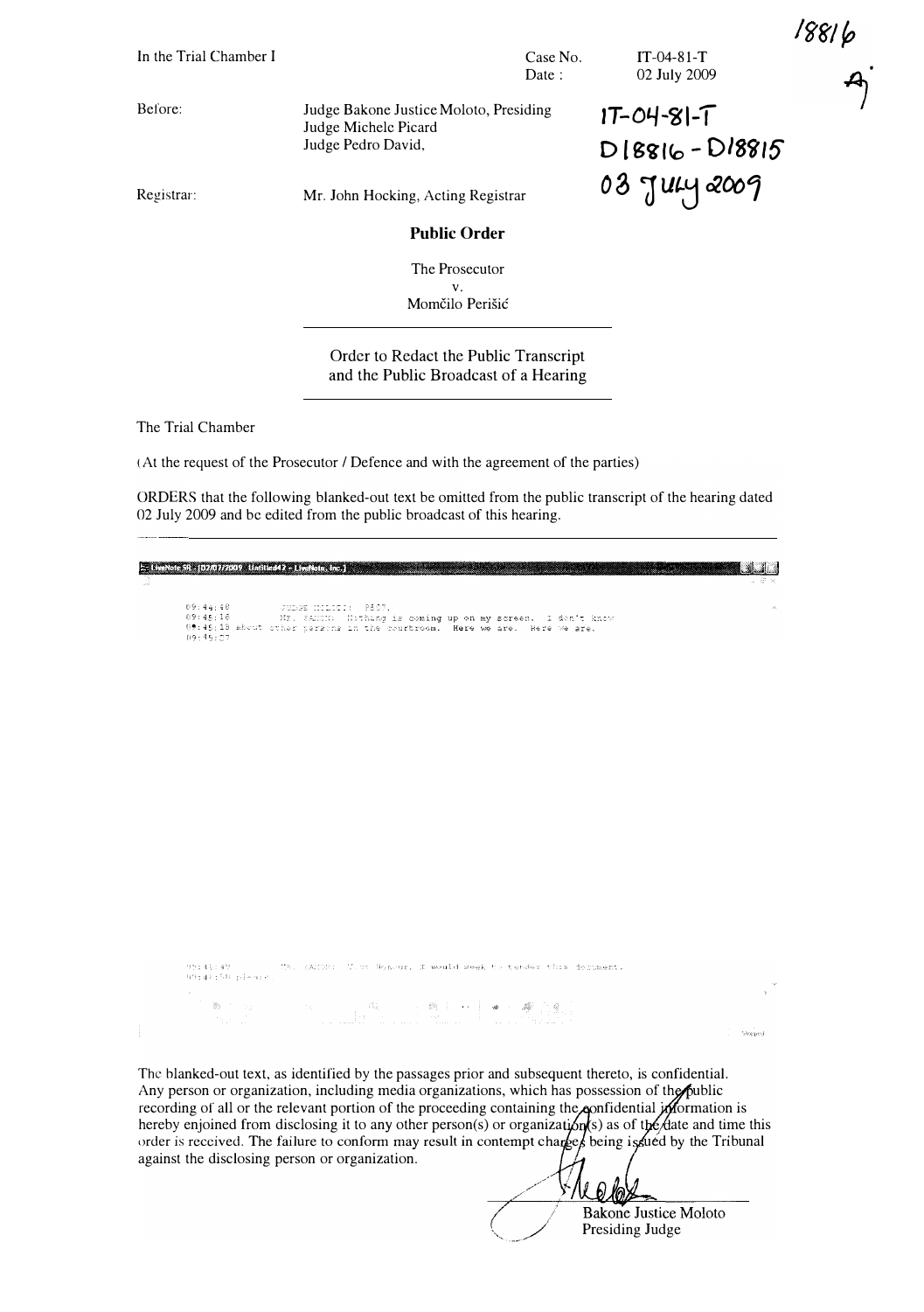18816

In the Trial Chamber I

Case No. IT-04-81-T
Date : 02 July 2009

IT-04-81-T
D18816 - D18815
03 JULY 2009

Before: Judge Bakone Justice Moloto, Presiding
Judge Michele Picard
Judge Pedro David,

Registrar: Mr. John Hocking, Acting Registrar

## Public Order

The Prosecutor
v.
Momčilo Perišić

---

Order to Redact the Public Transcript and the Public Broadcast of a Hearing

---

The Trial Chamber

(At the request of the Prosecutor / Defence and with the agreement of the parties)

ORDERS that the following blanked-out text be omitted from the public transcript of the hearing dated 02 July 2009 and be edited from the public broadcast of this hearing.

---

```
LiveNote SR : [02/07/2009 Untitled42 - LiveNote, Inc.]

09:44:48        JUDGE MOLOTO: P807.
09:45:16        MR. SAXON: Nothing is coming up on my screen. I don't know
09:45:18 about other persons in the courtroom. Here we are. Here we are.
09:45:27

09:48:49        MR. SAXON: Your Honour, I would seek to tender this document,
09:48:50 please.
```

The blanked-out text, as identified by the passages prior and subsequent thereto, is confidential. Any person or organization, including media organizations, which has possession of the public recording of all or the relevant portion of the proceeding containing the confidential information is hereby enjoined from disclosing it to any other person(s) or organization(s) as of the date and time this order is received. The failure to conform may result in contempt charges being issued by the Tribunal against the disclosing person or organization.

Bakone Justice Moloto
Presiding Judge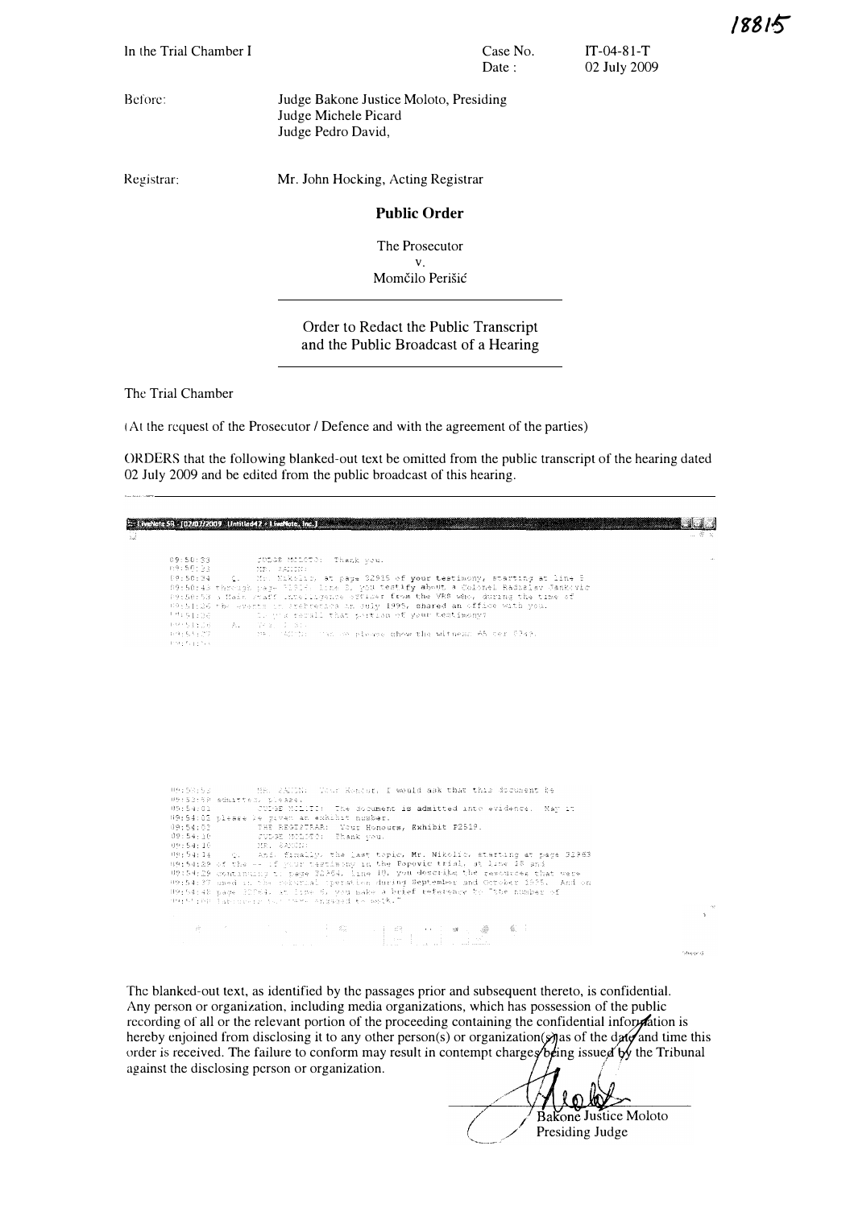| | | |
|---|---|---|
| In the Trial Chamber I | Case No. | IT-04-81-T |
| | Date : | 02 July 2009 |

Before: Judge Bakone Justice Moloto, Presiding
Judge Michele Picard
Judge Pedro David,

Registrar: Mr. John Hocking, Acting Registrar

## Public Order

The Prosecutor
v.
Momčilo Perišić

Order to Redact the Public Transcript
and the Public Broadcast of a Hearing

The Trial Chamber

(At the request of the Prosecutor / Defence and with the agreement of the parties)

ORDERS that the following blanked-out text be omitted from the public transcript of the hearing dated 02 July 2009 and be edited from the public broadcast of this hearing.

```
LiveNote SR - [02/07/2009 Untitled42 - LiveNote, Inc.]

09:50:33         JUDGE MOLOTO:  Thank you.
09:50:33         MR. SAXON:
09:50:34    Q.   Mr. Nikolic, at page 32915 of your testimony, starting at line 5
09:50:43 through page 32916, line 2, you testify about a Colonel Radoslav Jankovic
09:50:53 a Main Staff intelligence officer from the VRS who, during the time of
09:51:06 the events in Srebrenica in July 1995, shared an office with you.
09:51:08         Do you recall that portion of your testimony?
09:51:16    A.   Yes, I do.
09:51:17         MR. SAXON:  Can we please show the witness 65 ter 0342.

09:53:53         MR. SAXON:  Your Honour, I would ask that this document be
09:53:58 admitted, please.
09:54:01         JUDGE MOLOTO:  The document is admitted into evidence.  May it
09:54:05 please be given an exhibit number.
09:54:07         THE REGISTRAR:  Your Honours, Exhibit P2519.
09:54:10         JUDGE MOLOTO:  Thank you.
09:54:10         MR. SAXON:
09:54:14    Q.   And, finally, the last topic, Mr. Nikolic, starting at page 32863
09:54:29 of the -- of your testimony in the Popovic trial, at line 15 and
09:54:29 continuing to page 32864, line 18, you describe the resources that were
09:54:37 used in the reburial operation during September and October 1995.  And on
09:54:48 page 32864, at line 6, you make a brief reference to "the number of
09:55:00 labourers that were engaged to work."
```

The blanked-out text, as identified by the passages prior and subsequent thereto, is confidential. Any person or organization, including media organizations, which has possession of the public recording of all or the relevant portion of the proceeding containing the confidential information is hereby enjoined from disclosing it to any other person(s) or organization(s) as of the date and time this order is received. The failure to conform may result in contempt charges being issued by the Tribunal against the disclosing person or organization.

Bakone Justice Moloto
Presiding Judge